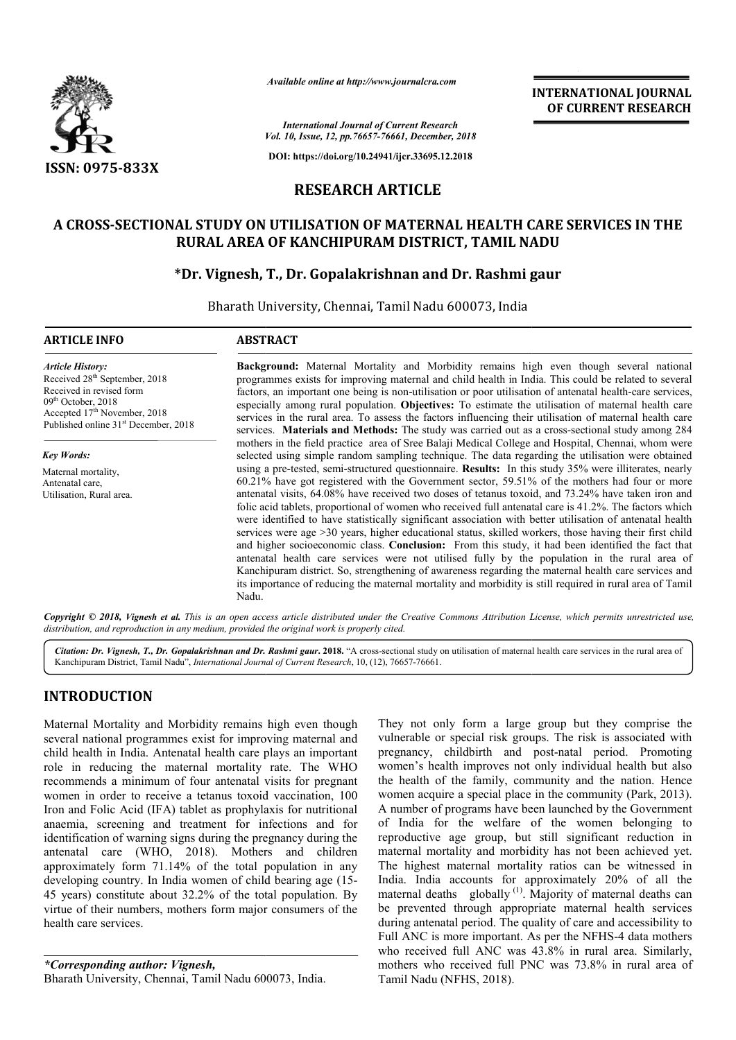ISSN: 0975-833X

*Available online at http://www.journalcra.com*

*International Journal of Current Research*
*Vol. 10, Issue, 12, pp.76657-76661, December, 2018*

**DOI: https://doi.org/10.24941/ijcr.33695.12.2018**

**INTERNATIONAL JOURNAL OF CURRENT RESEARCH**

## RESEARCH ARTICLE

# A CROSS-SECTIONAL STUDY ON UTILISATION OF MATERNAL HEALTH CARE SERVICES IN THE RURAL AREA OF KANCHIPURAM DISTRICT, TAMIL NADU

**\*Dr. Vignesh, T., Dr. Gopalakrishnan and Dr. Rashmi gaur**

Bharath University, Chennai, Tamil Nadu 600073, India

### ARTICLE INFO

*Article History:*
Received 28th September, 2018
Received in revised form 09th October, 2018
Accepted 17th November, 2018
Published online 31st December, 2018

*Key Words:*
Maternal mortality,
Antenatal care,
Utilisation, Rural area.

### ABSTRACT

**Background:** Maternal Mortality and Morbidity remains high even though several national programmes exists for improving maternal and child health in India. This could be related to several factors, an important one being is non-utilisation or poor utilisation of antenatal health-care services, especially among rural population. **Objectives:** To estimate the utilisation of maternal health care services in the rural area. To assess the factors influencing their utilisation of maternal health care services. **Materials and Methods:** The study was carried out as a cross-sectional study among 284 mothers in the field practice area of Sree Balaji Medical College and Hospital, Chennai, whom were selected using simple random sampling technique. The data regarding the utilisation were obtained using a pre-tested, semi-structured questionnaire. **Results:** In this study 35% were illiterates, nearly 60.21% have got registered with the Government sector, 59.51% of the mothers had four or more antenatal visits, 64.08% have received two doses of tetanus toxoid, and 73.24% have taken iron and folic acid tablets, proportional of women who received full antenatal care is 41.2%. The factors which were identified to have statistically significant association with better utilisation of antenatal health services were age >30 years, higher educational status, skilled workers, those having their first child and higher socioeconomic class. **Conclusion:** From this study, it had been identified the fact that antenatal health care services were not utilised fully by the population in the rural area of Kanchipuram district. So, strengthening of awareness regarding the maternal health care services and its importance of reducing the maternal mortality and morbidity is still required in rural area of Tamil Nadu.

*Copyright © 2018, Vignesh et al. This is an open access article distributed under the Creative Commons Attribution License, which permits unrestricted use, distribution, and reproduction in any medium, provided the original work is properly cited.*

*Citation:* ***Dr. Vignesh, T., Dr. Gopalakrishnan and Dr. Rashmi gaur. 2018.*** "A cross-sectional study on utilisation of maternal health care services in the rural area of Kanchipuram District, Tamil Nadu", *International Journal of Current Research*, 10, (12), 76657-76661.

## INTRODUCTION

Maternal Mortality and Morbidity remains high even though several national programmes exist for improving maternal and child health in India. Antenatal health care plays an important role in reducing the maternal mortality rate. The WHO recommends a minimum of four antenatal visits for pregnant women in order to receive a tetanus toxoid vaccination, 100 Iron and Folic Acid (IFA) tablet as prophylaxis for nutritional anaemia, screening and treatment for infections and for identification of warning signs during the pregnancy during the antenatal care (WHO, 2018). Mothers and children approximately form 71.14% of the total population in any developing country. In India women of child bearing age (15-45 years) constitute about 32.2% of the total population. By virtue of their numbers, mothers form major consumers of the health care services.

They not only form a large group but they comprise the vulnerable or special risk groups. The risk is associated with pregnancy, childbirth and post-natal period. Promoting women's health improves not only individual health but also the health of the family, community and the nation. Hence women acquire a special place in the community (Park, 2013). A number of programs have been launched by the Government of India for the welfare of the women belonging to reproductive age group, but still significant reduction in maternal mortality and morbidity has not been achieved yet. The highest maternal mortality ratios can be witnessed in India. India accounts for approximately 20% of all the maternal deaths globally [1]. Majority of maternal deaths can be prevented through appropriate maternal health services during antenatal period. The quality of care and accessibility to Full ANC is more important. As per the NFHS-4 data mothers who received full ANC was 43.8% in rural area. Similarly, mothers who received full PNC was 73.8% in rural area of Tamil Nadu (NFHS, 2018).

*\*Corresponding author: Vignesh,*
Bharath University, Chennai, Tamil Nadu 600073, India.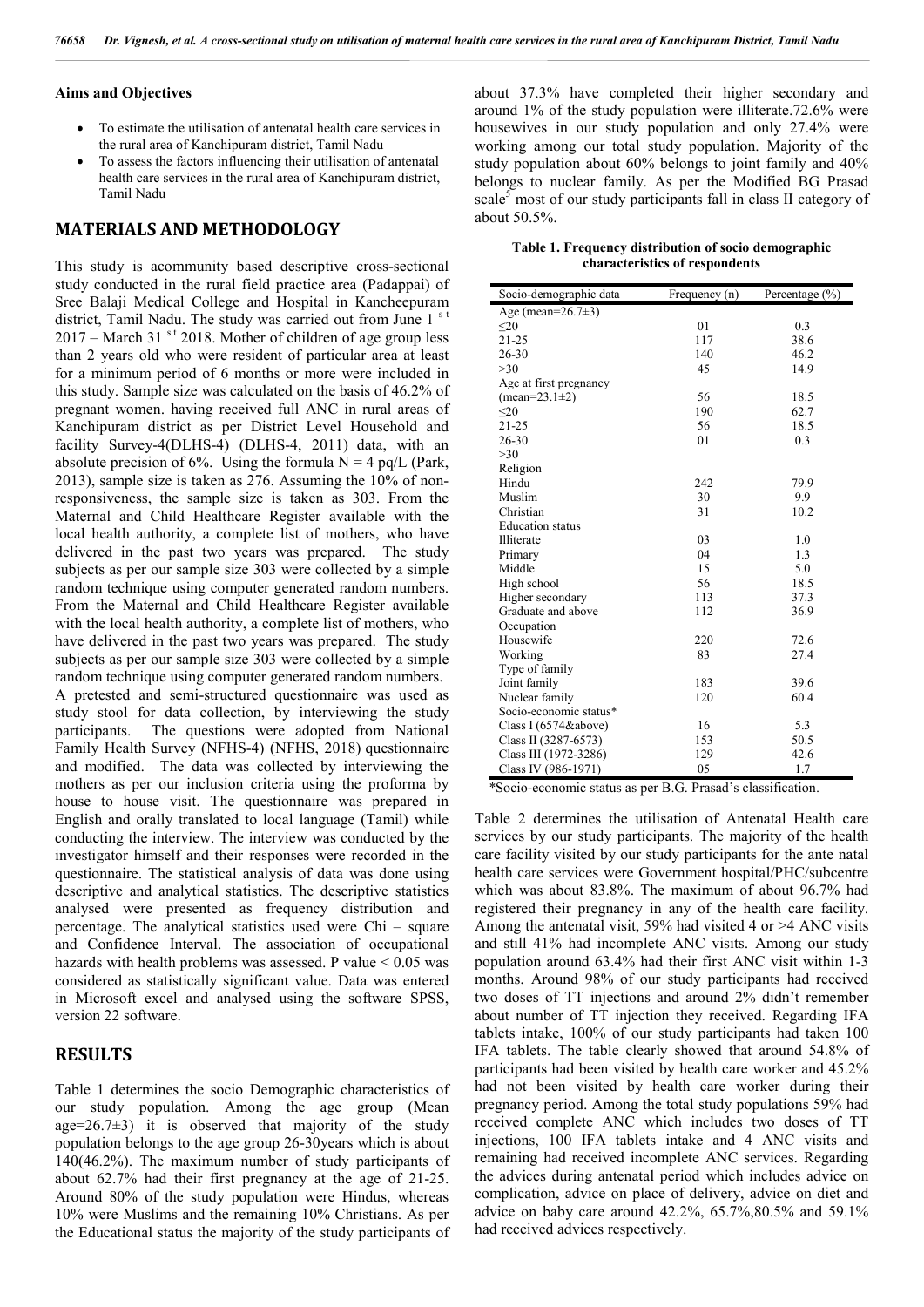**Aims and Objectives**

- To estimate the utilisation of antenatal health care services in the rural area of Kanchipuram district, Tamil Nadu
- To assess the factors influencing their utilisation of antenatal health care services in the rural area of Kanchipuram district, Tamil Nadu

## MATERIALS AND METHODOLOGY

This study is acommunity based descriptive cross-sectional study conducted in the rural field practice area (Padappai) of Sree Balaji Medical College and Hospital in Kancheepuram district, Tamil Nadu. The study was carried out from June 1 st 2017 – March 31 st 2018. Mother of children of age group less than 2 years old who were resident of particular area at least for a minimum period of 6 months or more were included in this study. Sample size was calculated on the basis of 46.2% of pregnant women. having received full ANC in rural areas of Kanchipuram district as per District Level Household and facility Survey-4(DLHS-4) (DLHS-4, 2011) data, with an absolute precision of 6%. Using the formula N = 4 pq/L (Park, 2013), sample size is taken as 276. Assuming the 10% of non-responsiveness, the sample size is taken as 303. From the Maternal and Child Healthcare Register available with the local health authority, a complete list of mothers, who have delivered in the past two years was prepared. The study subjects as per our sample size 303 were collected by a simple random technique using computer generated random numbers. From the Maternal and Child Healthcare Register available with the local health authority, a complete list of mothers, who have delivered in the past two years was prepared. The study subjects as per our sample size 303 were collected by a simple random technique using computer generated random numbers.

A pretested and semi-structured questionnaire was used as study stool for data collection, by interviewing the study participants. The questions were adopted from National Family Health Survey (NFHS-4) (NFHS, 2018) questionnaire and modified. The data was collected by interviewing the mothers as per our inclusion criteria using the proforma by house to house visit. The questionnaire was prepared in English and orally translated to local language (Tamil) while conducting the interview. The interview was conducted by the investigator himself and their responses were recorded in the questionnaire. The statistical analysis of data was done using descriptive and analytical statistics. The descriptive statistics analysed were presented as frequency distribution and percentage. The analytical statistics used were Chi – square and Confidence Interval. The association of occupational hazards with health problems was assessed. P value < 0.05 was considered as statistically significant value. Data was entered in Microsoft excel and analysed using the software SPSS, version 22 software.

## RESULTS

Table 1 determines the socio Demographic characteristics of our study population. Among the age group (Mean age=26.7±3) it is observed that majority of the study population belongs to the age group 26-30years which is about 140(46.2%). The maximum number of study participants of about 62.7% had their first pregnancy at the age of 21-25. Around 80% of the study population were Hindus, whereas 10% were Muslims and the remaining 10% Christians. As per the Educational status the majority of the study participants of about 37.3% have completed their higher secondary and around 1% of the study population were illiterate.72.6% were housewives in our study population and only 27.4% were working among our total study population. Majority of the study population about 60% belongs to joint family and 40% belongs to nuclear family. As per the Modified BG Prasad scale[5] most of our study participants fall in class II category of about 50.5%.

**Table 1. Frequency distribution of socio demographic characteristics of respondents**

| Socio-demographic data | Frequency (n) | Percentage (%) |
|---|---|---|
| Age (mean=26.7±3) | | |
| ≤20 | 01 | 0.3 |
| 21-25 | 117 | 38.6 |
| 26-30 | 140 | 46.2 |
| >30 | 45 | 14.9 |
| Age at first pregnancy | | |
| (mean=23.1±2) | 56 | 18.5 |
| ≤20 | 190 | 62.7 |
| 21-25 | 56 | 18.5 |
| 26-30 | 01 | 0.3 |
| >30 | | |
| Religion | | |
| Hindu | 242 | 79.9 |
| Muslim | 30 | 9.9 |
| Christian | 31 | 10.2 |
| Education status | | |
| Illiterate | 03 | 1.0 |
| Primary | 04 | 1.3 |
| Middle | 15 | 5.0 |
| High school | 56 | 18.5 |
| Higher secondary | 113 | 37.3 |
| Graduate and above | 112 | 36.9 |
| Occupation | | |
| Housewife | 220 | 72.6 |
| Working | 83 | 27.4 |
| Type of family | | |
| Joint family | 183 | 39.6 |
| Nuclear family | 120 | 60.4 |
| Socio-economic status* | | |
| Class I (6574&above) | 16 | 5.3 |
| Class II (3287-6573) | 153 | 50.5 |
| Class III (1972-3286) | 129 | 42.6 |
| Class IV (986-1971) | 05 | 1.7 |

*Socio-economic status as per B.G. Prasad's classification.

Table 2 determines the utilisation of Antenatal Health care services by our study participants. The majority of the health care facility visited by our study participants for the ante natal health care services were Government hospital/PHC/subcentre which was about 83.8%. The maximum of about 96.7% had registered their pregnancy in any of the health care facility. Among the antenatal visit, 59% had visited 4 or >4 ANC visits and still 41% had incomplete ANC visits. Among our study population around 63.4% had their first ANC visit within 1-3 months. Around 98% of our study participants had received two doses of TT injections and around 2% didn't remember about number of TT injection they received. Regarding IFA tablets intake, 100% of our study participants had taken 100 IFA tablets. The table clearly showed that around 54.8% of participants had been visited by health care worker and 45.2% had not been visited by health care worker during their pregnancy period. Among the total study populations 59% had received complete ANC which includes two doses of TT injections, 100 IFA tablets intake and 4 ANC visits and remaining had received incomplete ANC services. Regarding the advices during antenatal period which includes advice on complication, advice on place of delivery, advice on diet and advice on baby care around 42.2%, 65.7%,80.5% and 59.1% had received advices respectively.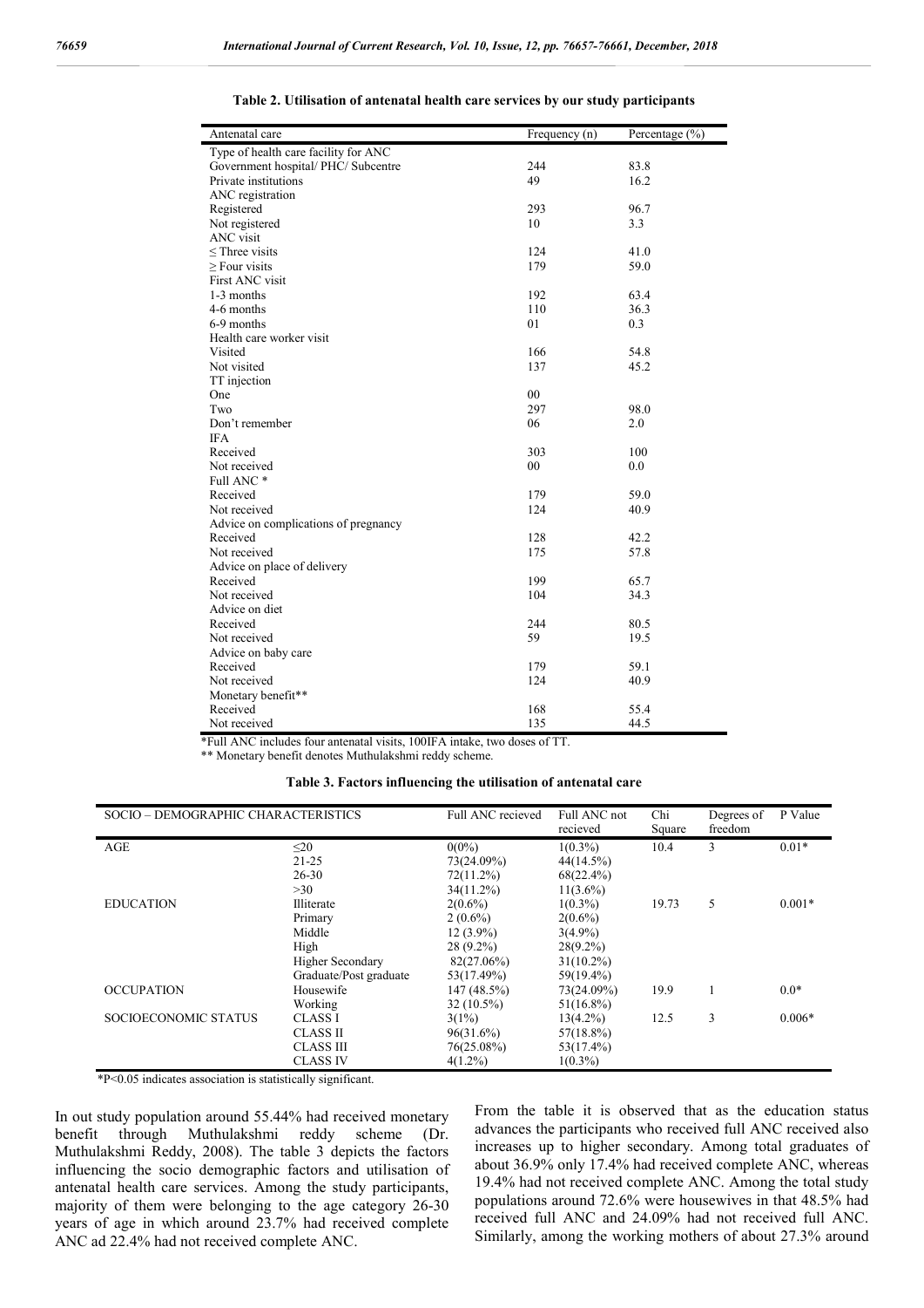**Table 2. Utilisation of antenatal health care services by our study participants**

| Antenatal care | Frequency (n) | Percentage (%) |
|---|---|---|
| Type of health care facility for ANC | | |
| Government hospital/ PHC/ Subcentre | 244 | 83.8 |
| Private institutions | 49 | 16.2 |
| ANC registration | | |
| Registered | 293 | 96.7 |
| Not registered | 10 | 3.3 |
| ANC visit | | |
| ≤ Three visits | 124 | 41.0 |
| ≥ Four visits | 179 | 59.0 |
| First ANC visit | | |
| 1-3 months | 192 | 63.4 |
| 4-6 months | 110 | 36.3 |
| 6-9 months | 01 | 0.3 |
| Health care worker visit | | |
| Visited | 166 | 54.8 |
| Not visited | 137 | 45.2 |
| TT injection | | |
| One | 00 | |
| Two | 297 | 98.0 |
| Don't remember | 06 | 2.0 |
| IFA | | |
| Received | 303 | 100 |
| Not received | 00 | 0.0 |
| Full ANC * | | |
| Received | 179 | 59.0 |
| Not received | 124 | 40.9 |
| Advice on complications of pregnancy | | |
| Received | 128 | 42.2 |
| Not received | 175 | 57.8 |
| Advice on place of delivery | | |
| Received | 199 | 65.7 |
| Not received | 104 | 34.3 |
| Advice on diet | | |
| Received | 244 | 80.5 |
| Not received | 59 | 19.5 |
| Advice on baby care | | |
| Received | 179 | 59.1 |
| Not received | 124 | 40.9 |
| Monetary benefit** | | |
| Received | 168 | 55.4 |
| Not received | 135 | 44.5 |

*Full ANC includes four antenatal visits, 100IFA intake, two doses of TT.

** Monetary benefit denotes Muthulakshmi reddy scheme.

**Table 3. Factors influencing the utilisation of antenatal care**

| SOCIO – DEMOGRAPHIC CHARACTERISTICS | | Full ANC recieved | Full ANC not recieved | Chi Square | Degrees of freedom | P Value |
|---|---|---|---|---|---|---|
| AGE | ≤20 | 0(0%) | 1(0.3%) | 10.4 | 3 | 0.01* |
| | 21-25 | 73(24.09%) | 44(14.5%) | | | |
| | 26-30 | 72(11.2%) | 68(22.4%) | | | |
| | >30 | 34(11.2%) | 11(3.6%) | | | |
| EDUCATION | Illiterate | 2(0.6%) | 1(0.3%) | 19.73 | 5 | 0.001* |
| | Primary | 2 (0.6%) | 2(0.6%) | | | |
| | Middle | 12 (3.9%) | 3(4.9%) | | | |
| | High | 28 (9.2%) | 28(9.2%) | | | |
| | Higher Secondary | 82(27.06%) | 31(10.2%) | | | |
| | Graduate/Post graduate | 53(17.49%) | 59(19.4%) | | | |
| OCCUPATION | Housewife | 147 (48.5%) | 73(24.09%) | 19.9 | 1 | 0.0* |
| | Working | 32 (10.5%) | 51(16.8%) | | | |
| SOCIOECONOMIC STATUS | CLASS I | 3(1%) | 13(4.2%) | 12.5 | 3 | 0.006* |
| | CLASS II | 96(31.6%) | 57(18.8%) | | | |
| | CLASS III | 76(25.08%) | 53(17.4%) | | | |
| | CLASS IV | 4(1.2%) | 1(0.3%) | | | |

*P<0.05 indicates association is statistically significant.

In out study population around 55.44% had received monetary benefit through Muthulakshmi reddy scheme (Dr. Muthulakshmi Reddy, 2008). The table 3 depicts the factors influencing the socio demographic factors and utilisation of antenatal health care services. Among the study participants, majority of them were belonging to the age category 26-30 years of age in which around 23.7% had received complete ANC ad 22.4% had not received complete ANC.

From the table it is observed that as the education status advances the participants who received full ANC received also increases up to higher secondary. Among total graduates of about 36.9% only 17.4% had received complete ANC, whereas 19.4% had not received complete ANC. Among the total study populations around 72.6% were housewives in that 48.5% had received full ANC and 24.09% had not received full ANC. Similarly, among the working mothers of about 27.3% around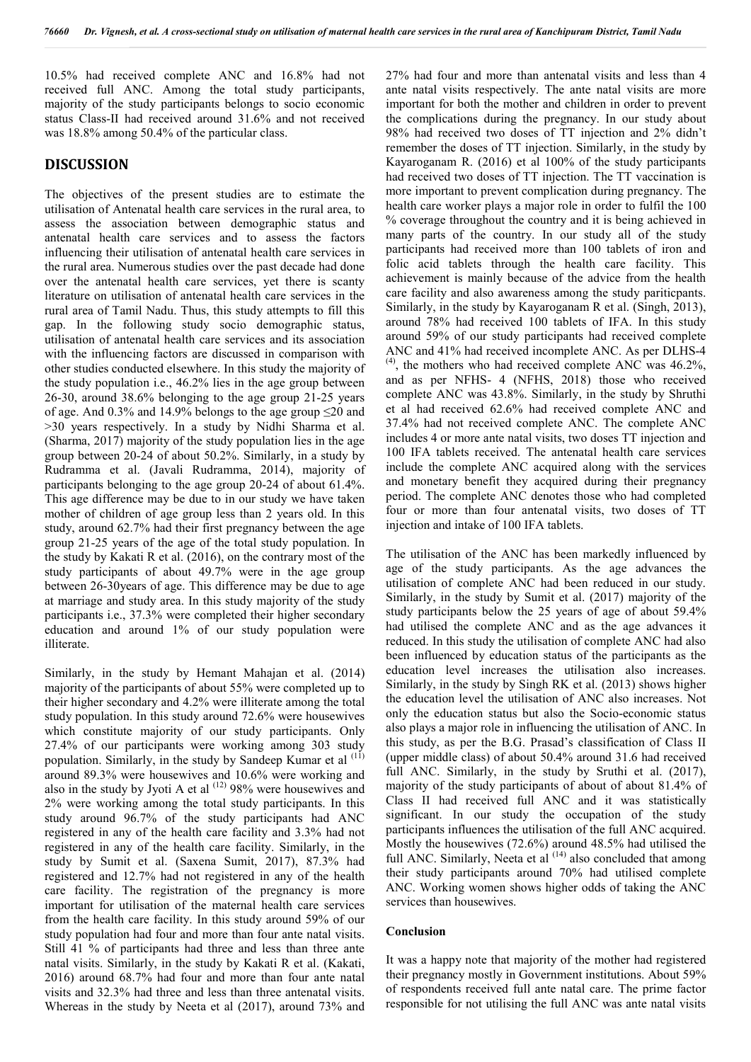10.5% had received complete ANC and 16.8% had not received full ANC. Among the total study participants, majority of the study participants belongs to socio economic status Class-II had received around 31.6% and not received was 18.8% among 50.4% of the particular class.

## DISCUSSION

The objectives of the present studies are to estimate the utilisation of Antenatal health care services in the rural area, to assess the association between demographic status and antenatal health care services and to assess the factors influencing their utilisation of antenatal health care services in the rural area. Numerous studies over the past decade had done over the antenatal health care services, yet there is scanty literature on utilisation of antenatal health care services in the rural area of Tamil Nadu. Thus, this study attempts to fill this gap. In the following study socio demographic status, utilisation of antenatal health care services and its association with the influencing factors are discussed in comparison with other studies conducted elsewhere. In this study the majority of the study population i.e., 46.2% lies in the age group between 26-30, around 38.6% belonging to the age group 21-25 years of age. And 0.3% and 14.9% belongs to the age group ≤20 and >30 years respectively. In a study by Nidhi Sharma et al. (Sharma, 2017) majority of the study population lies in the age group between 20-24 of about 50.2%. Similarly, in a study by Rudramma et al. (Javali Rudramma, 2014), majority of participants belonging to the age group 20-24 of about 61.4%. This age difference may be due to in our study we have taken mother of children of age group less than 2 years old. In this study, around 62.7% had their first pregnancy between the age group 21-25 years of the age of the total study population. In the study by Kakati R et al. (2016), on the contrary most of the study participants of about 49.7% were in the age group between 26-30years of age. This difference may be due to age at marriage and study area. In this study majority of the study participants i.e., 37.3% were completed their higher secondary education and around 1% of our study population were illiterate.

Similarly, in the study by Hemant Mahajan et al. (2014) majority of the participants of about 55% were completed up to their higher secondary and 4.2% were illiterate among the total study population. In this study around 72.6% were housewives which constitute majority of our study participants. Only 27.4% of our participants were working among 303 study population. Similarly, in the study by Sandeep Kumar et al [11] around 89.3% were housewives and 10.6% were working and also in the study by Jyoti A et al [12] 98% were housewives and 2% were working among the total study participants. In this study around 96.7% of the study participants had ANC registered in any of the health care facility and 3.3% had not registered in any of the health care facility. Similarly, in the study by Sumit et al. (Saxena Sumit, 2017), 87.3% had registered and 12.7% had not registered in any of the health care facility. The registration of the pregnancy is more important for utilisation of the maternal health care services from the health care facility. In this study around 59% of our study population had four and more than four ante natal visits. Still 41 % of participants had three and less than three ante natal visits. Similarly, in the study by Kakati R et al. (Kakati, 2016) around 68.7% had four and more than four ante natal visits and 32.3% had three and less than three antenatal visits. Whereas in the study by Neeta et al (2017), around 73% and 27% had four and more than antenatal visits and less than 4 ante natal visits respectively. The ante natal visits are more important for both the mother and children in order to prevent the complications during the pregnancy. In our study about 98% had received two doses of TT injection and 2% didn't remember the doses of TT injection. Similarly, in the study by Kayaroganam R. (2016) et al 100% of the study participants had received two doses of TT injection. The TT vaccination is more important to prevent complication during pregnancy. The health care worker plays a major role in order to fulfil the 100 % coverage throughout the country and it is being achieved in many parts of the country. In our study all of the study participants had received more than 100 tablets of iron and folic acid tablets through the health care facility. This achievement is mainly because of the advice from the health care facility and also awareness among the study pariticpants. Similarly, in the study by Kayaroganam R et al. (Singh, 2013), around 78% had received 100 tablets of IFA. In this study around 59% of our study participants had received complete ANC and 41% had received incomplete ANC. As per DLHS-4 [4], the mothers who had received complete ANC was 46.2%, and as per NFHS- 4 (NFHS, 2018) those who received complete ANC was 43.8%. Similarly, in the study by Shruthi et al had received 62.6% had received complete ANC and 37.4% had not received complete ANC. The complete ANC includes 4 or more ante natal visits, two doses TT injection and 100 IFA tablets received. The antenatal health care services include the complete ANC acquired along with the services and monetary benefit they acquired during their pregnancy period. The complete ANC denotes those who had completed four or more than four antenatal visits, two doses of TT injection and intake of 100 IFA tablets.

The utilisation of the ANC has been markedly influenced by age of the study participants. As the age advances the utilisation of complete ANC had been reduced in our study. Similarly, in the study by Sumit et al. (2017) majority of the study participants below the 25 years of age of about 59.4% had utilised the complete ANC and as the age advances it reduced. In this study the utilisation of complete ANC had also been influenced by education status of the participants as the education level increases the utilisation also increases. Similarly, in the study by Singh RK et al. (2013) shows higher the education level the utilisation of ANC also increases. Not only the education status but also the Socio-economic status also plays a major role in influencing the utilisation of ANC. In this study, as per the B.G. Prasad's classification of Class II (upper middle class) of about 50.4% around 31.6 had received full ANC. Similarly, in the study by Sruthi et al. (2017), majority of the study participants of about of about 81.4% of Class II had received full ANC and it was statistically significant. In our study the occupation of the study participants influences the utilisation of the full ANC acquired. Mostly the housewives (72.6%) around 48.5% had utilised the full ANC. Similarly, Neeta et al [14] also concluded that among their study participants around 70% had utilised complete ANC. Working women shows higher odds of taking the ANC services than housewives.

### Conclusion

It was a happy note that majority of the mother had registered their pregnancy mostly in Government institutions. About 59% of respondents received full ante natal care. The prime factor responsible for not utilising the full ANC was ante natal visits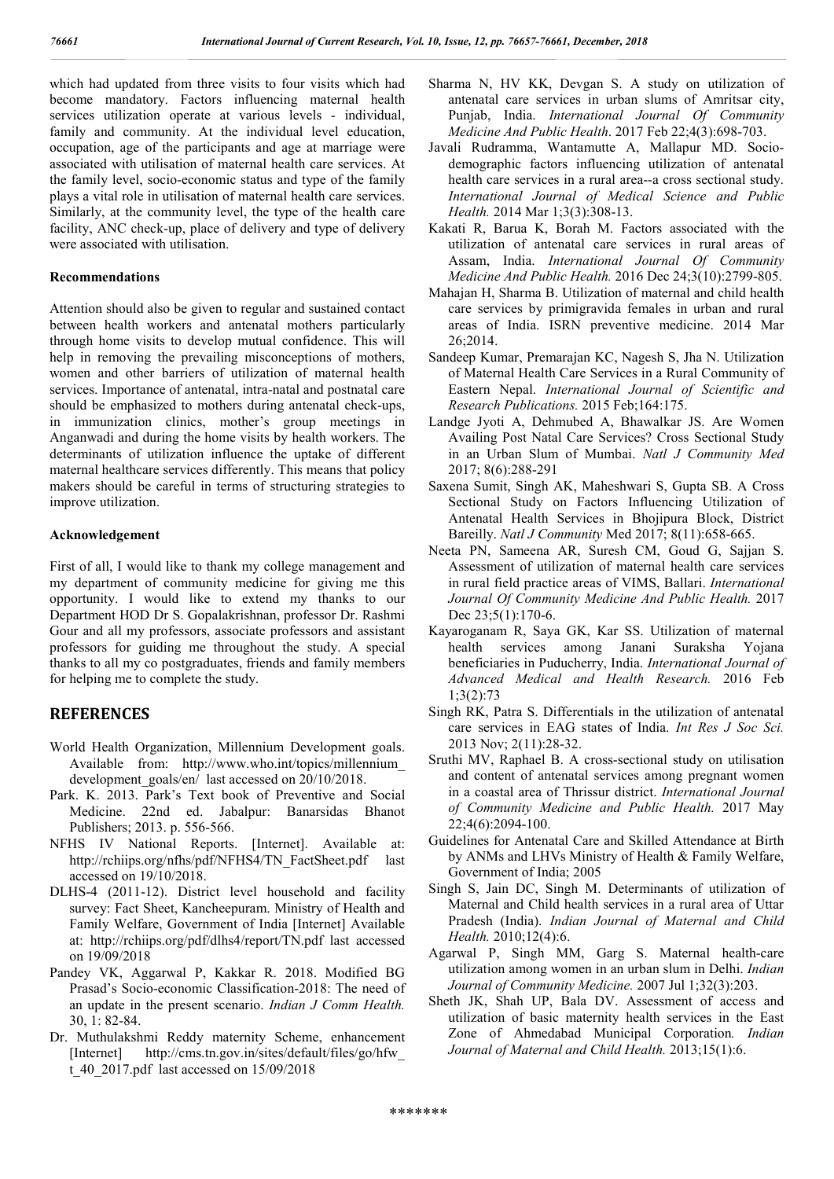which had updated from three visits to four visits which had become mandatory. Factors influencing maternal health services utilization operate at various levels - individual, family and community. At the individual level education, occupation, age of the participants and age at marriage were associated with utilisation of maternal health care services. At the family level, socio-economic status and type of the family plays a vital role in utilisation of maternal health care services. Similarly, at the community level, the type of the health care facility, ANC check-up, place of delivery and type of delivery were associated with utilisation.

### Recommendations

Attention should also be given to regular and sustained contact between health workers and antenatal mothers particularly through home visits to develop mutual confidence. This will help in removing the prevailing misconceptions of mothers, women and other barriers of utilization of maternal health services. Importance of antenatal, intra-natal and postnatal care should be emphasized to mothers during antenatal check-ups, in immunization clinics, mother's group meetings in Anganwadi and during the home visits by health workers. The determinants of utilization influence the uptake of different maternal healthcare services differently. This means that policy makers should be careful in terms of structuring strategies to improve utilization.

### Acknowledgement

First of all, I would like to thank my college management and my department of community medicine for giving me this opportunity. I would like to extend my thanks to our Department HOD Dr S. Gopalakrishnan, professor Dr. Rashmi Gour and all my professors, associate professors and assistant professors for guiding me throughout the study. A special thanks to all my co postgraduates, friends and family members for helping me to complete the study.

## REFERENCES

World Health Organization, Millennium Development goals. Available from: http://www.who.int/topics/millennium_development_goals/en/ last accessed on 20/10/2018.

Park. K. 2013. Park's Text book of Preventive and Social Medicine. 22nd ed. Jabalpur: Banarsidas Bhanot Publishers; 2013. p. 556-566.

NFHS IV National Reports. [Internet]. Available at: http://rchiips.org/nfhs/pdf/NFHS4/TN_FactSheet.pdf last accessed on 19/10/2018.

DLHS-4 (2011-12). District level household and facility survey: Fact Sheet, Kancheepuram. Ministry of Health and Family Welfare, Government of India [Internet] Available at: http://rchiips.org/pdf/dlhs4/report/TN.pdf last accessed on 19/09/2018

Pandey VK, Aggarwal P, Kakkar R. 2018. Modified BG Prasad's Socio-economic Classification-2018: The need of an update in the present scenario. *Indian J Comm Health.* 30, 1: 82-84.

Dr. Muthulakshmi Reddy maternity Scheme, enhancement [Internet] http://cms.tn.gov.in/sites/default/files/go/hfw_t_40_2017.pdf last accessed on 15/09/2018

Sharma N, HV KK, Devgan S. A study on utilization of antenatal care services in urban slums of Amritsar city, Punjab, India. *International Journal Of Community Medicine And Public Health*. 2017 Feb 22;4(3):698-703.

Javali Rudramma, Wantamutte A, Mallapur MD. Socio-demographic factors influencing utilization of antenatal health care services in a rural area--a cross sectional study. *International Journal of Medical Science and Public Health.* 2014 Mar 1;3(3):308-13.

Kakati R, Barua K, Borah M. Factors associated with the utilization of antenatal care services in rural areas of Assam, India. *International Journal Of Community Medicine And Public Health.* 2016 Dec 24;3(10):2799-805.

Mahajan H, Sharma B. Utilization of maternal and child health care services by primigravida females in urban and rural areas of India. ISRN preventive medicine. 2014 Mar 26;2014.

Sandeep Kumar, Premarajan KC, Nagesh S, Jha N. Utilization of Maternal Health Care Services in a Rural Community of Eastern Nepal. *International Journal of Scientific and Research Publications.* 2015 Feb;164:175.

Landge Jyoti A, Dehmubed A, Bhawalkar JS. Are Women Availing Post Natal Care Services? Cross Sectional Study in an Urban Slum of Mumbai. *Natl J Community Med* 2017; 8(6):288-291

Saxena Sumit, Singh AK, Maheshwari S, Gupta SB. A Cross Sectional Study on Factors Influencing Utilization of Antenatal Health Services in Bhojipura Block, District Bareilly. *Natl J Community* Med 2017; 8(11):658-665.

Neeta PN, Sameena AR, Suresh CM, Goud G, Sajjan S. Assessment of utilization of maternal health care services in rural field practice areas of VIMS, Ballari. *International Journal Of Community Medicine And Public Health.* 2017 Dec 23;5(1):170-6.

Kayaroganam R, Saya GK, Kar SS. Utilization of maternal health services among Janani Suraksha Yojana beneficiaries in Puducherry, India. *International Journal of Advanced Medical and Health Research.* 2016 Feb 1;3(2):73

Singh RK, Patra S. Differentials in the utilization of antenatal care services in EAG states of India. *Int Res J Soc Sci.* 2013 Nov; 2(11):28-32.

Sruthi MV, Raphael B. A cross-sectional study on utilisation and content of antenatal services among pregnant women in a coastal area of Thrissur district. *International Journal of Community Medicine and Public Health.* 2017 May 22;4(6):2094-100.

Guidelines for Antenatal Care and Skilled Attendance at Birth by ANMs and LHVs Ministry of Health & Family Welfare, Government of India; 2005

Singh S, Jain DC, Singh M. Determinants of utilization of Maternal and Child health services in a rural area of Uttar Pradesh (India). *Indian Journal of Maternal and Child Health.* 2010;12(4):6.

Agarwal P, Singh MM, Garg S. Maternal health-care utilization among women in an urban slum in Delhi. *Indian Journal of Community Medicine.* 2007 Jul 1;32(3):203.

Sheth JK, Shah UP, Bala DV. Assessment of access and utilization of basic maternity health services in the East Zone of Ahmedabad Municipal Corporation*. Indian Journal of Maternal and Child Health.* 2013;15(1):6.

*******